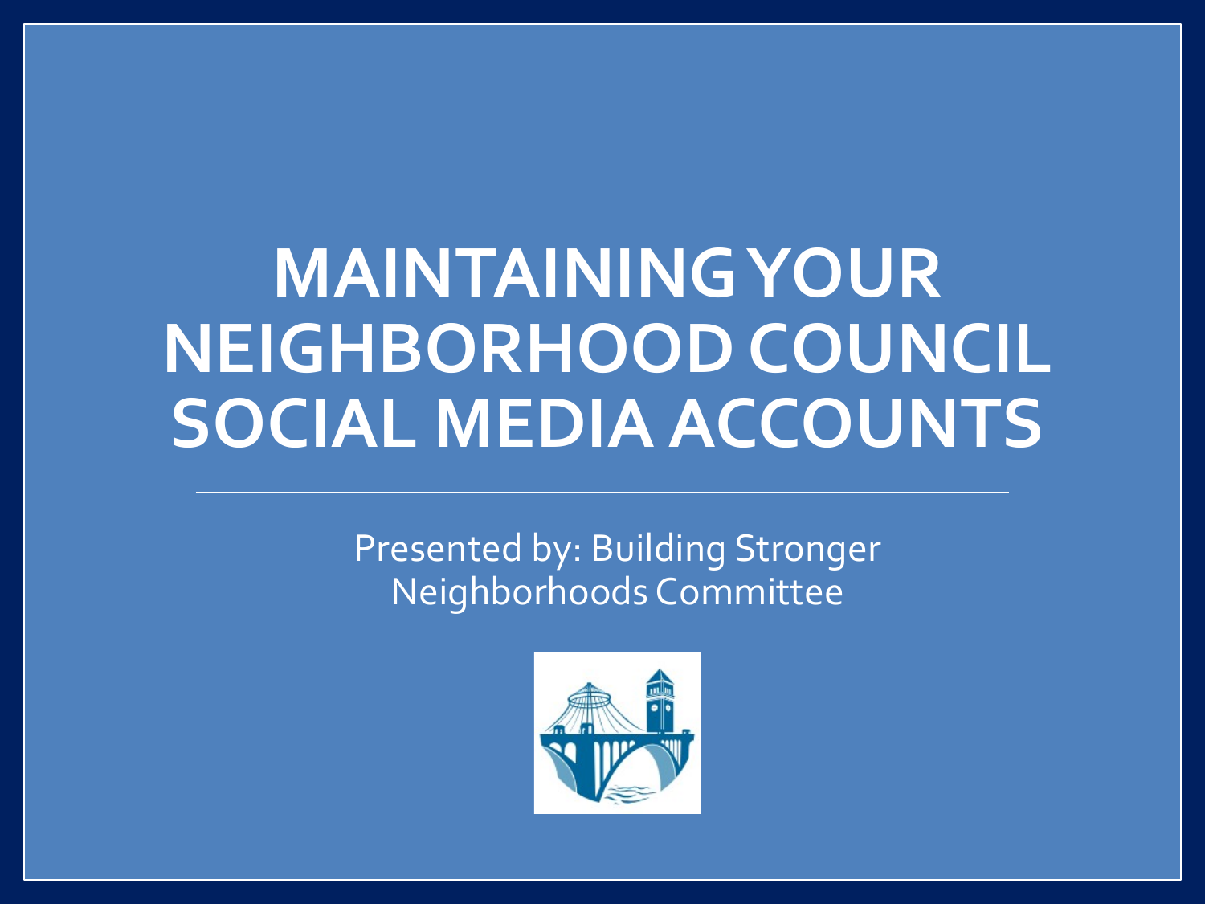# MAINTAINING YOUR NEIGHBORHOOD COUNCIL SOCIAL MEDIA ACCOUNTS

Presented by: Building Stronger Neighborhoods Committee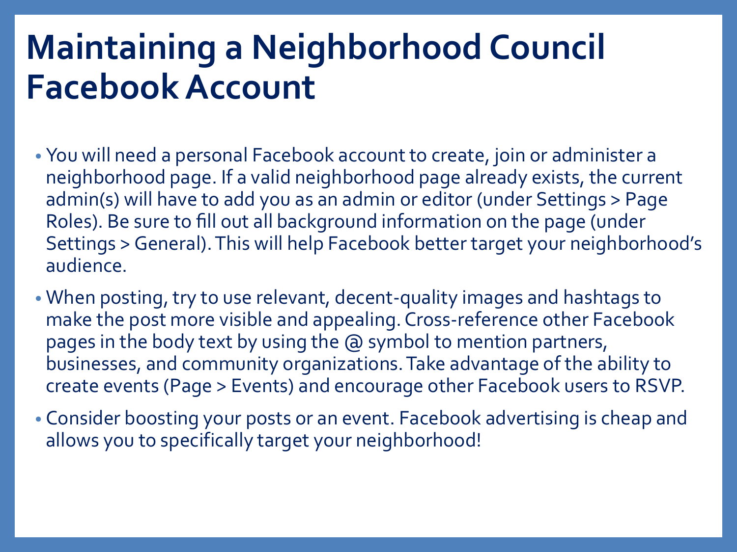# Maintaining a Neighborhood Council Facebook Account

- You will need a personal Facebook account to create, join or administer a neighborhood page. If a valid neighborhood page already exists, the current admin(s) will have to add you as an admin or editor (under Settings > Page Roles). Be sure to fill out all background information on the page (under Settings > General). This will help Facebook better target your neighborhood's audience.
- When posting, try to use relevant, decent-quality images and hashtags to make the post more visible and appealing. Cross-reference other Facebook pages in the body text by using the @ symbol to mention partners, businesses, and community organizations. Take advantage of the ability to create events (Page > Events) and encourage other Facebook users to RSVP.
- Consider boosting your posts or an event. Facebook advertising is cheap and allows you to specifically target your neighborhood!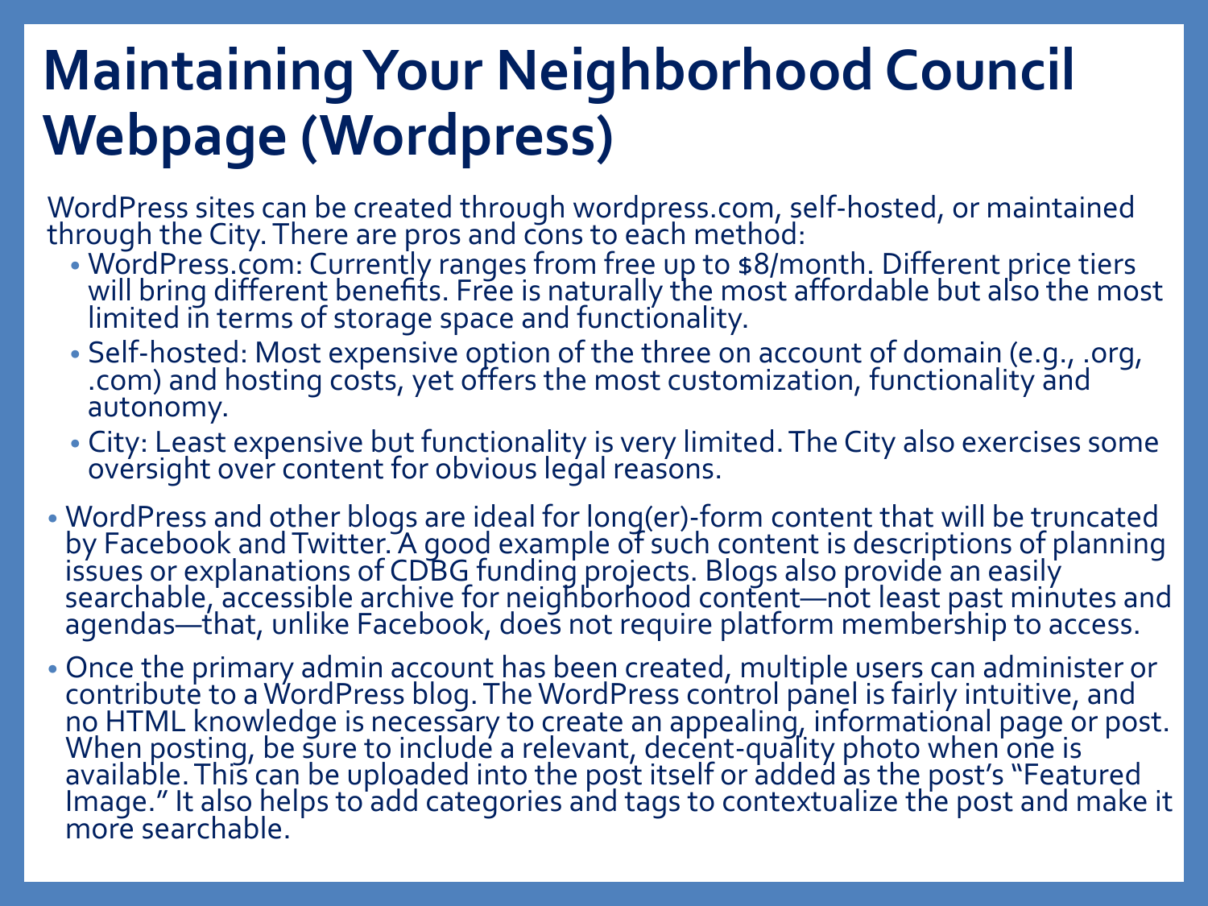# Maintaining Your Neighborhood Council Webpage (Wordpress)

WordPress sites can be created through wordpress.com, self-hosted, or maintained through the City. There are pros and cons to each method:

- WordPress.com: Currently ranges from free up to $8/month. Different price tiers will bring different benefits. Free is naturally the most affordable but also the most limited in terms of storage space and functionality.
- Self-hosted: Most expensive option of the three on account of domain (e.g., .org, .com) and hosting costs, yet offers the most customization, functionality and autonomy.
- City: Least expensive but functionality is very limited. The City also exercises some oversight over content for obvious legal reasons.

- WordPress and other blogs are ideal for long(er)-form content that will be truncated by Facebook and Twitter. A good example of such content is descriptions of planning issues or explanations of CDBG funding projects. Blogs also provide an easily searchable, accessible archive for neighborhood content—not least past minutes and agendas—that, unlike Facebook, does not require platform membership to access.
- Once the primary admin account has been created, multiple users can administer or contribute to a WordPress blog. The WordPress control panel is fairly intuitive, and no HTML knowledge is necessary to create an appealing, informational page or post. When posting, be sure to include a relevant, decent-quality photo when one is available. This can be uploaded into the post itself or added as the post's "Featured Image." It also helps to add categories and tags to contextualize the post and make it more searchable.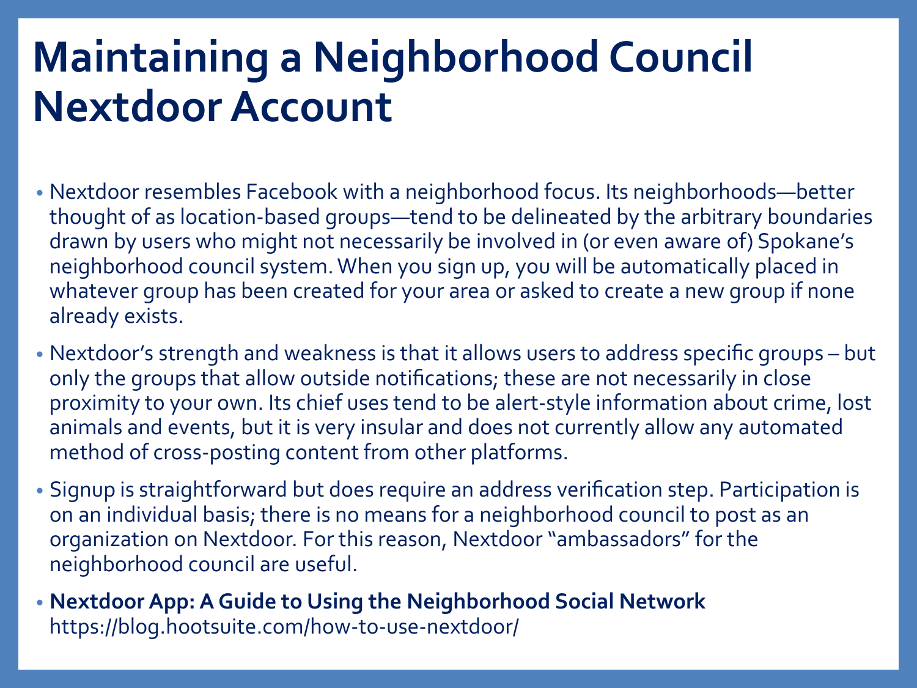# Maintaining a Neighborhood Council Nextdoor Account

- Nextdoor resembles Facebook with a neighborhood focus. Its neighborhoods—better thought of as location-based groups—tend to be delineated by the arbitrary boundaries drawn by users who might not necessarily be involved in (or even aware of) Spokane's neighborhood council system. When you sign up, you will be automatically placed in whatever group has been created for your area or asked to create a new group if none already exists.
- Nextdoor's strength and weakness is that it allows users to address specific groups – but only the groups that allow outside notifications; these are not necessarily in close proximity to your own. Its chief uses tend to be alert-style information about crime, lost animals and events, but it is very insular and does not currently allow any automated method of cross-posting content from other platforms.
- Signup is straightforward but does require an address verification step. Participation is on an individual basis; there is no means for a neighborhood council to post as an organization on Nextdoor. For this reason, Nextdoor "ambassadors" for the neighborhood council are useful.
- **Nextdoor App: A Guide to Using the Neighborhood Social Network** https://blog.hootsuite.com/how-to-use-nextdoor/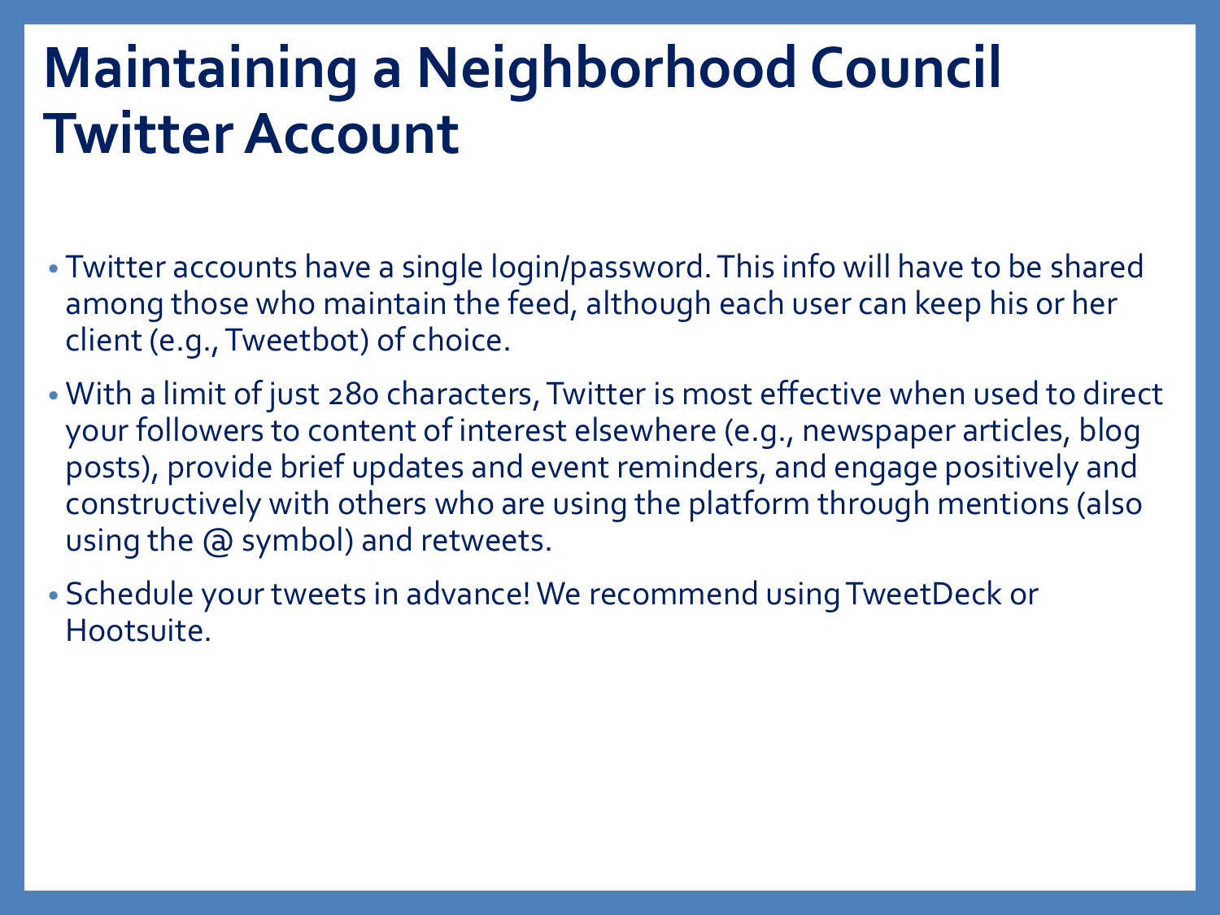# Maintaining a Neighborhood Council Twitter Account

- Twitter accounts have a single login/password. This info will have to be shared among those who maintain the feed, although each user can keep his or her client (e.g., Tweetbot) of choice.
- With a limit of just 280 characters, Twitter is most effective when used to direct your followers to content of interest elsewhere (e.g., newspaper articles, blog posts), provide brief updates and event reminders, and engage positively and constructively with others who are using the platform through mentions (also using the @ symbol) and retweets.
- Schedule your tweets in advance! We recommend using TweetDeck or Hootsuite.